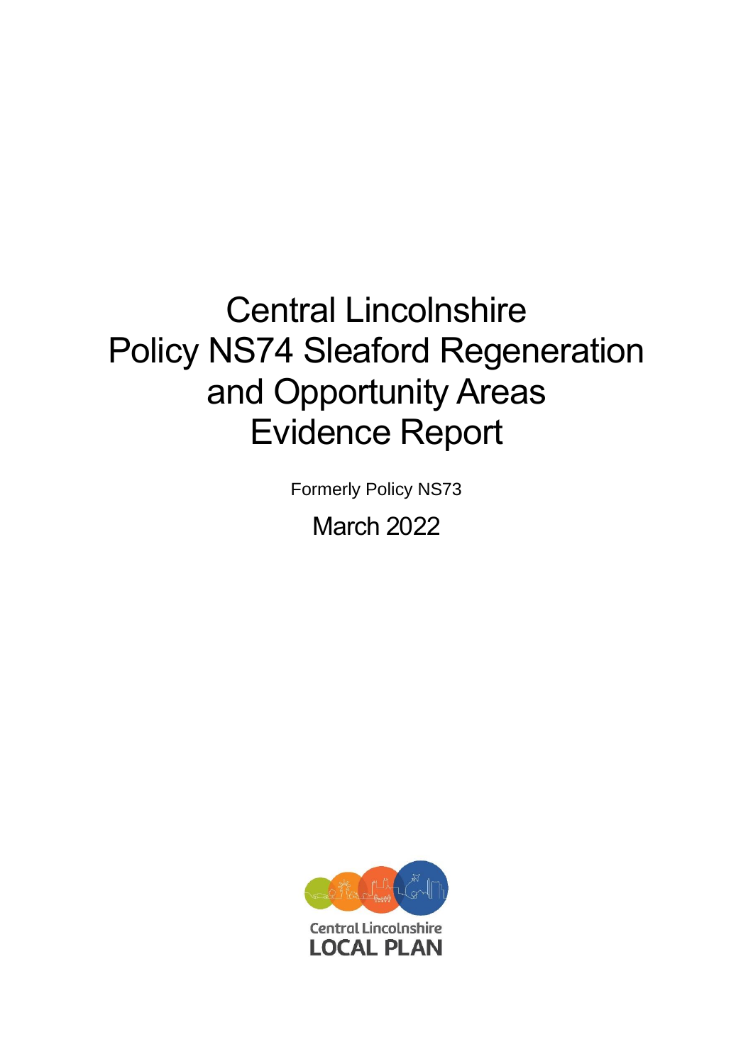# Central Lincolnshire Policy NS74 Sleaford Regeneration and Opportunity Areas Evidence Report

Formerly Policy NS73

March 2022

Central Lincolnshire LOCAL PLAN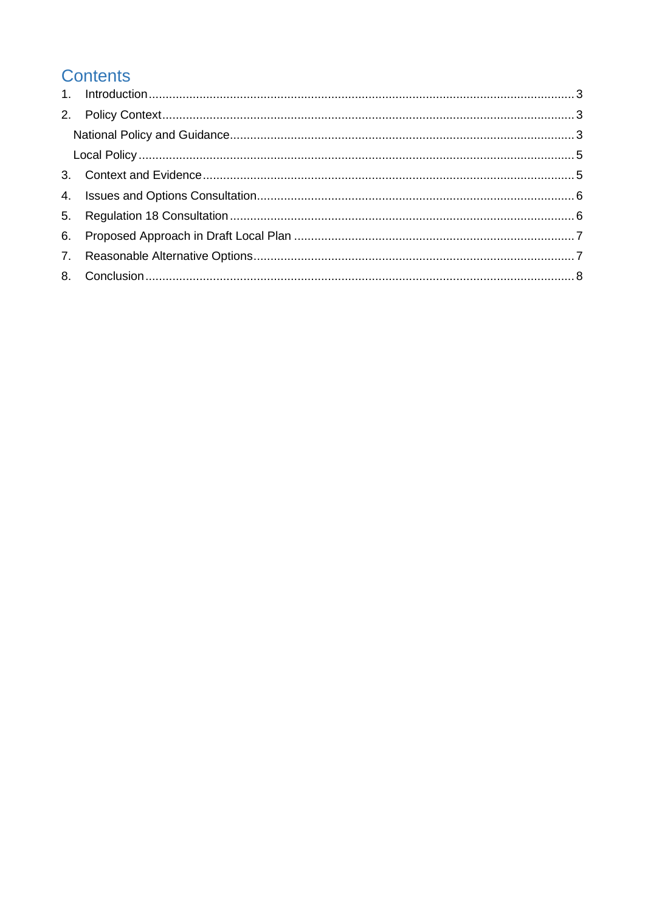# Contents

1. Introduction ........................................................................................................ 3
2. Policy Context ..................................................................................................... 3
   - National Policy and Guidance ........................................................................ 3
   - Local Policy ................................................................................................... 5
3. Context and Evidence ........................................................................................ 5
4. Issues and Options Consultation ........................................................................ 6
5. Regulation 18 Consultation ................................................................................. 6
6. Proposed Approach in Draft Local Plan .............................................................. 7
7. Reasonable Alternative Options .......................................................................... 7
8. Conclusion ......................................................................................................... 8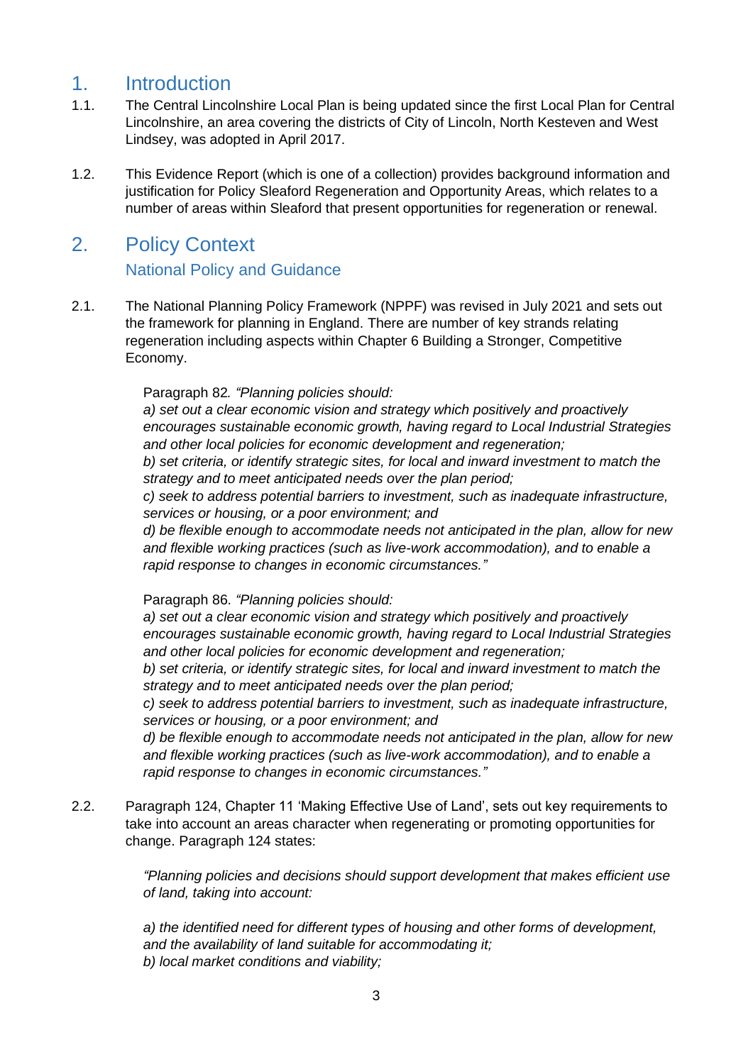# 1. Introduction

1.1. The Central Lincolnshire Local Plan is being updated since the first Local Plan for Central Lincolnshire, an area covering the districts of City of Lincoln, North Kesteven and West Lindsey, was adopted in April 2017.

1.2. This Evidence Report (which is one of a collection) provides background information and justification for Policy Sleaford Regeneration and Opportunity Areas, which relates to a number of areas within Sleaford that present opportunities for regeneration or renewal.

# 2. Policy Context

## National Policy and Guidance

2.1. The National Planning Policy Framework (NPPF) was revised in July 2021 and sets out the framework for planning in England. There are number of key strands relating regeneration including aspects within Chapter 6 Building a Stronger, Competitive Economy.

> Paragraph 82*. "Planning policies should:*
> *a) set out a clear economic vision and strategy which positively and proactively encourages sustainable economic growth, having regard to Local Industrial Strategies and other local policies for economic development and regeneration;*
> *b) set criteria, or identify strategic sites, for local and inward investment to match the strategy and to meet anticipated needs over the plan period;*
> *c) seek to address potential barriers to investment, such as inadequate infrastructure, services or housing, or a poor environment; and*
> *d) be flexible enough to accommodate needs not anticipated in the plan, allow for new and flexible working practices (such as live-work accommodation), and to enable a rapid response to changes in economic circumstances."*

> Paragraph 86. *"Planning policies should:*
> *a) set out a clear economic vision and strategy which positively and proactively encourages sustainable economic growth, having regard to Local Industrial Strategies and other local policies for economic development and regeneration;*
> *b) set criteria, or identify strategic sites, for local and inward investment to match the strategy and to meet anticipated needs over the plan period;*
> *c) seek to address potential barriers to investment, such as inadequate infrastructure, services or housing, or a poor environment; and*
> *d) be flexible enough to accommodate needs not anticipated in the plan, allow for new and flexible working practices (such as live-work accommodation), and to enable a rapid response to changes in economic circumstances."*

2.2. Paragraph 124, Chapter 11 'Making Effective Use of Land', sets out key requirements to take into account an areas character when regenerating or promoting opportunities for change. Paragraph 124 states:

> *"Planning policies and decisions should support development that makes efficient use of land, taking into account:*
>
> *a) the identified need for different types of housing and other forms of development, and the availability of land suitable for accommodating it;*
> *b) local market conditions and viability;*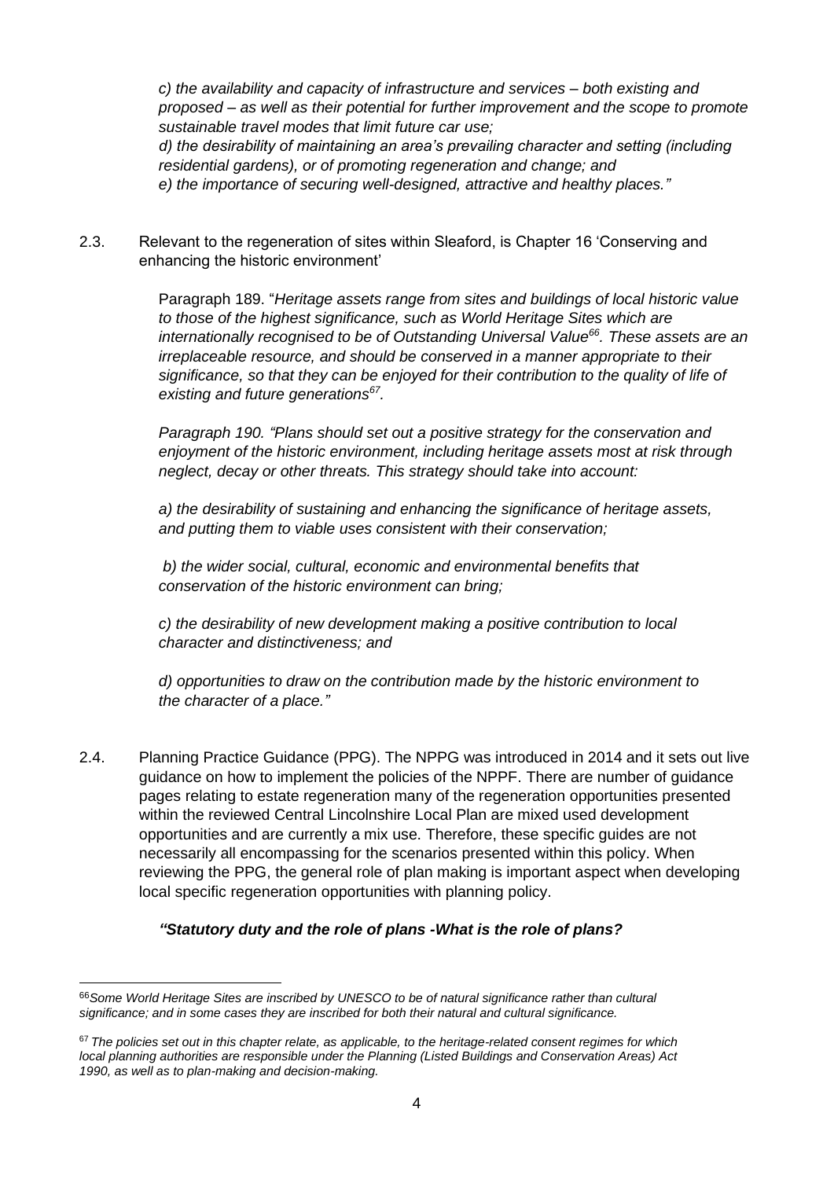*c) the availability and capacity of infrastructure and services – both existing and proposed – as well as their potential for further improvement and the scope to promote sustainable travel modes that limit future car use;*
*d) the desirability of maintaining an area's prevailing character and setting (including residential gardens), or of promoting regeneration and change; and*
*e) the importance of securing well-designed, attractive and healthy places."*

2.3. Relevant to the regeneration of sites within Sleaford, is Chapter 16 'Conserving and enhancing the historic environment'

Paragraph 189. "*Heritage assets range from sites and buildings of local historic value to those of the highest significance, such as World Heritage Sites which are internationally recognised to be of Outstanding Universal Value[66]. These assets are an irreplaceable resource, and should be conserved in a manner appropriate to their significance, so that they can be enjoyed for their contribution to the quality of life of existing and future generations[67].*

*Paragraph 190. "Plans should set out a positive strategy for the conservation and enjoyment of the historic environment, including heritage assets most at risk through neglect, decay or other threats. This strategy should take into account:*

*a) the desirability of sustaining and enhancing the significance of heritage assets, and putting them to viable uses consistent with their conservation;*

*b) the wider social, cultural, economic and environmental benefits that conservation of the historic environment can bring;*

*c) the desirability of new development making a positive contribution to local character and distinctiveness; and*

*d) opportunities to draw on the contribution made by the historic environment to the character of a place."*

2.4. Planning Practice Guidance (PPG). The NPPG was introduced in 2014 and it sets out live guidance on how to implement the policies of the NPPF. There are number of guidance pages relating to estate regeneration many of the regeneration opportunities presented within the reviewed Central Lincolnshire Local Plan are mixed used development opportunities and are currently a mix use. Therefore, these specific guides are not necessarily all encompassing for the scenarios presented within this policy. When reviewing the PPG, the general role of plan making is important aspect when developing local specific regeneration opportunities with planning policy.

***"Statutory duty and the role of plans -What is the role of plans?***

---

[66] *Some World Heritage Sites are inscribed by UNESCO to be of natural significance rather than cultural significance; and in some cases they are inscribed for both their natural and cultural significance.*

[67] *The policies set out in this chapter relate, as applicable, to the heritage-related consent regimes for which local planning authorities are responsible under the Planning (Listed Buildings and Conservation Areas) Act 1990, as well as to plan-making and decision-making.*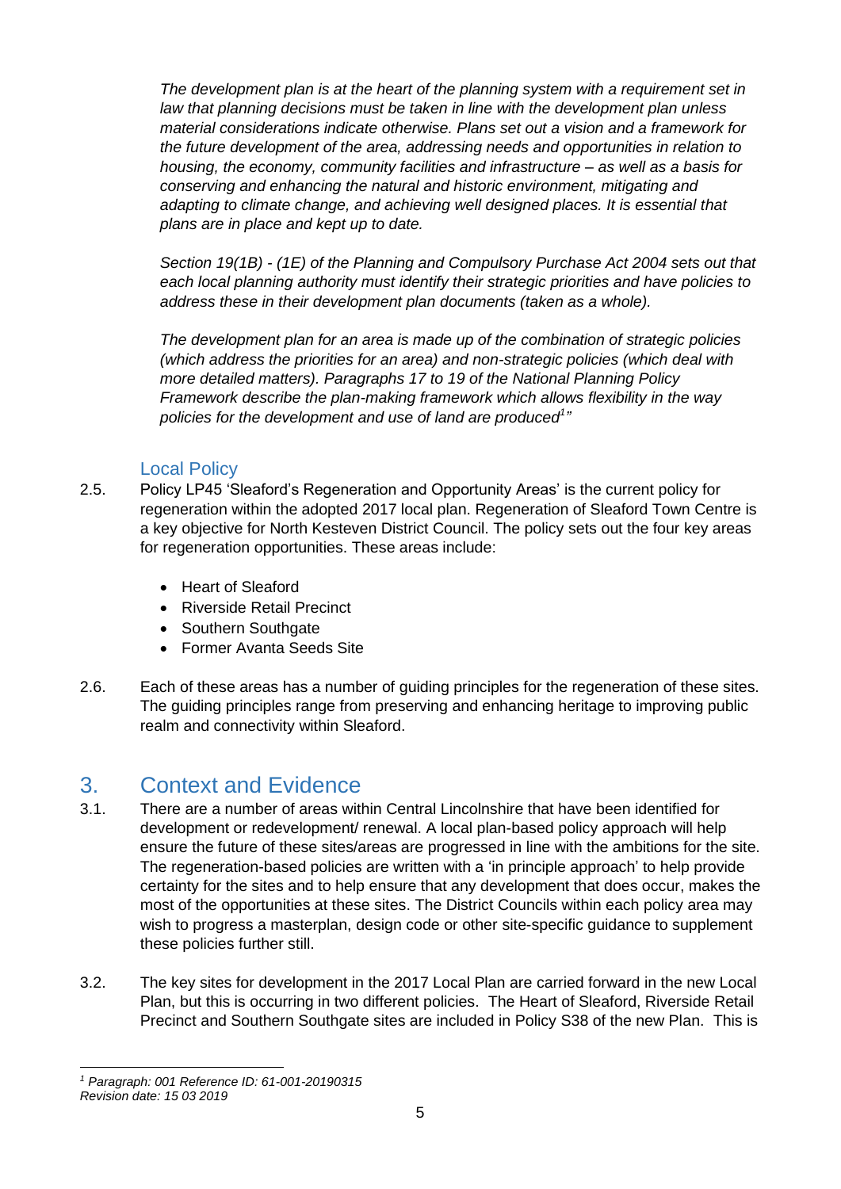*The development plan is at the heart of the planning system with a requirement set in law that planning decisions must be taken in line with the development plan unless material considerations indicate otherwise. Plans set out a vision and a framework for the future development of the area, addressing needs and opportunities in relation to housing, the economy, community facilities and infrastructure – as well as a basis for conserving and enhancing the natural and historic environment, mitigating and adapting to climate change, and achieving well designed places. It is essential that plans are in place and kept up to date.*

*Section 19(1B) - (1E) of the Planning and Compulsory Purchase Act 2004 sets out that each local planning authority must identify their strategic priorities and have policies to address these in their development plan documents (taken as a whole).*

*The development plan for an area is made up of the combination of strategic policies (which address the priorities for an area) and non-strategic policies (which deal with more detailed matters). Paragraphs 17 to 19 of the National Planning Policy Framework describe the plan-making framework which allows flexibility in the way policies for the development and use of land are produced[1]"*

### Local Policy

2.5. Policy LP45 'Sleaford's Regeneration and Opportunity Areas' is the current policy for regeneration within the adopted 2017 local plan. Regeneration of Sleaford Town Centre is a key objective for North Kesteven District Council. The policy sets out the four key areas for regeneration opportunities. These areas include:

- Heart of Sleaford
- Riverside Retail Precinct
- Southern Southgate
- Former Avanta Seeds Site

2.6. Each of these areas has a number of guiding principles for the regeneration of these sites. The guiding principles range from preserving and enhancing heritage to improving public realm and connectivity within Sleaford.

## 3. Context and Evidence

3.1. There are a number of areas within Central Lincolnshire that have been identified for development or redevelopment/ renewal. A local plan-based policy approach will help ensure the future of these sites/areas are progressed in line with the ambitions for the site. The regeneration-based policies are written with a 'in principle approach' to help provide certainty for the sites and to help ensure that any development that does occur, makes the most of the opportunities at these sites. The District Councils within each policy area may wish to progress a masterplan, design code or other site-specific guidance to supplement these policies further still.

3.2. The key sites for development in the 2017 Local Plan are carried forward in the new Local Plan, but this is occurring in two different policies. The Heart of Sleaford, Riverside Retail Precinct and Southern Southgate sites are included in Policy S38 of the new Plan. This is

---

[1] *Paragraph: 001 Reference ID: 61-001-20190315*
*Revision date: 15 03 2019*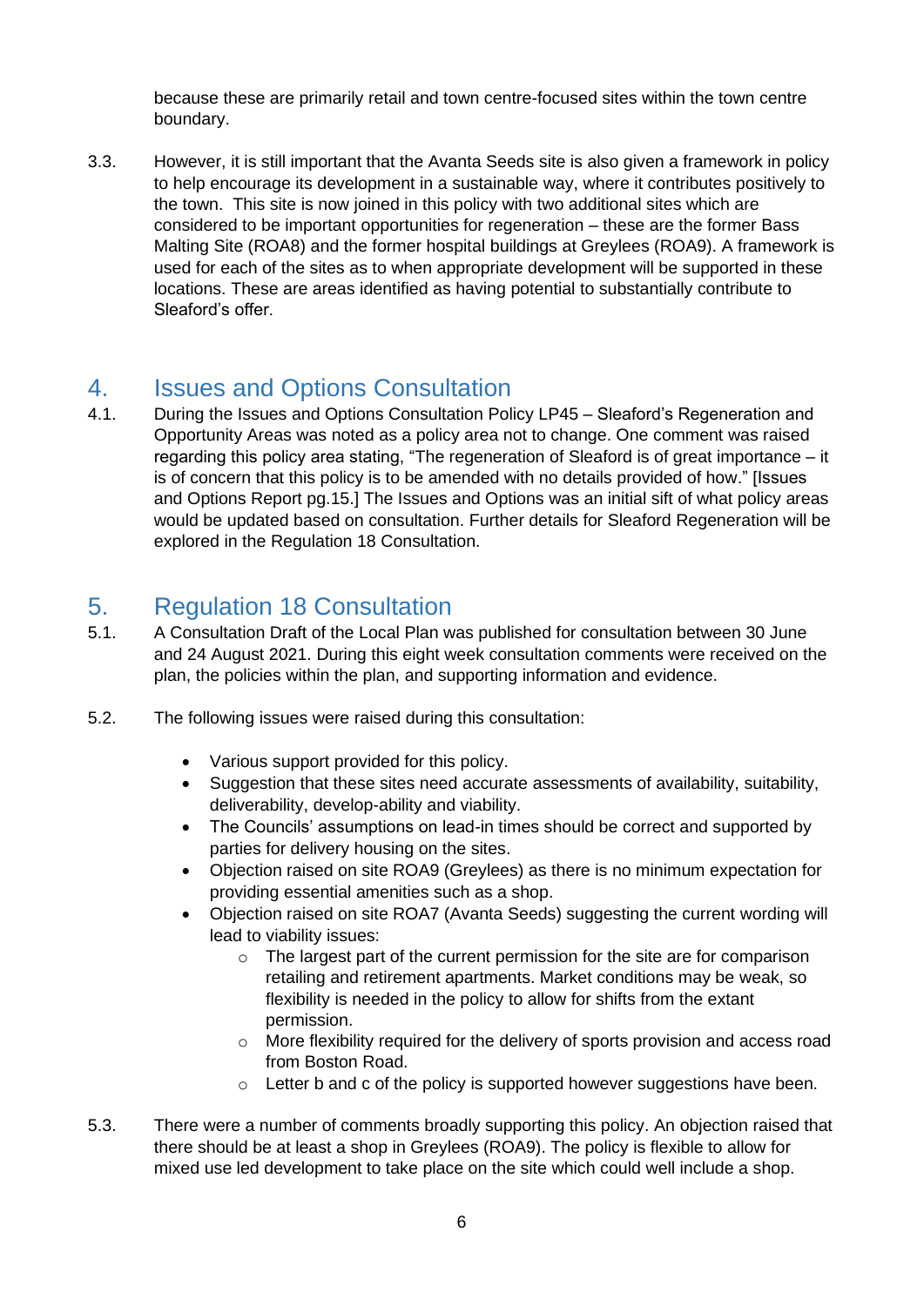because these are primarily retail and town centre-focused sites within the town centre boundary.

3.3. However, it is still important that the Avanta Seeds site is also given a framework in policy to help encourage its development in a sustainable way, where it contributes positively to the town. This site is now joined in this policy with two additional sites which are considered to be important opportunities for regeneration – these are the former Bass Malting Site (ROA8) and the former hospital buildings at Greylees (ROA9). A framework is used for each of the sites as to when appropriate development will be supported in these locations. These are areas identified as having potential to substantially contribute to Sleaford's offer.

## 4. Issues and Options Consultation

4.1. During the Issues and Options Consultation Policy LP45 – Sleaford's Regeneration and Opportunity Areas was noted as a policy area not to change. One comment was raised regarding this policy area stating, "The regeneration of Sleaford is of great importance – it is of concern that this policy is to be amended with no details provided of how." [Issues and Options Report pg.15.] The Issues and Options was an initial sift of what policy areas would be updated based on consultation. Further details for Sleaford Regeneration will be explored in the Regulation 18 Consultation.

## 5. Regulation 18 Consultation

5.1. A Consultation Draft of the Local Plan was published for consultation between 30 June and 24 August 2021. During this eight week consultation comments were received on the plan, the policies within the plan, and supporting information and evidence.

5.2. The following issues were raised during this consultation:

- Various support provided for this policy.
- Suggestion that these sites need accurate assessments of availability, suitability, deliverability, develop-ability and viability.
- The Councils' assumptions on lead-in times should be correct and supported by parties for delivery housing on the sites.
- Objection raised on site ROA9 (Greylees) as there is no minimum expectation for providing essential amenities such as a shop.
- Objection raised on site ROA7 (Avanta Seeds) suggesting the current wording will lead to viability issues:
    - The largest part of the current permission for the site are for comparison retailing and retirement apartments. Market conditions may be weak, so flexibility is needed in the policy to allow for shifts from the extant permission.
    - More flexibility required for the delivery of sports provision and access road from Boston Road.
    - Letter b and c of the policy is supported however suggestions have been.

5.3. There were a number of comments broadly supporting this policy. An objection raised that there should be at least a shop in Greylees (ROA9). The policy is flexible to allow for mixed use led development to take place on the site which could well include a shop.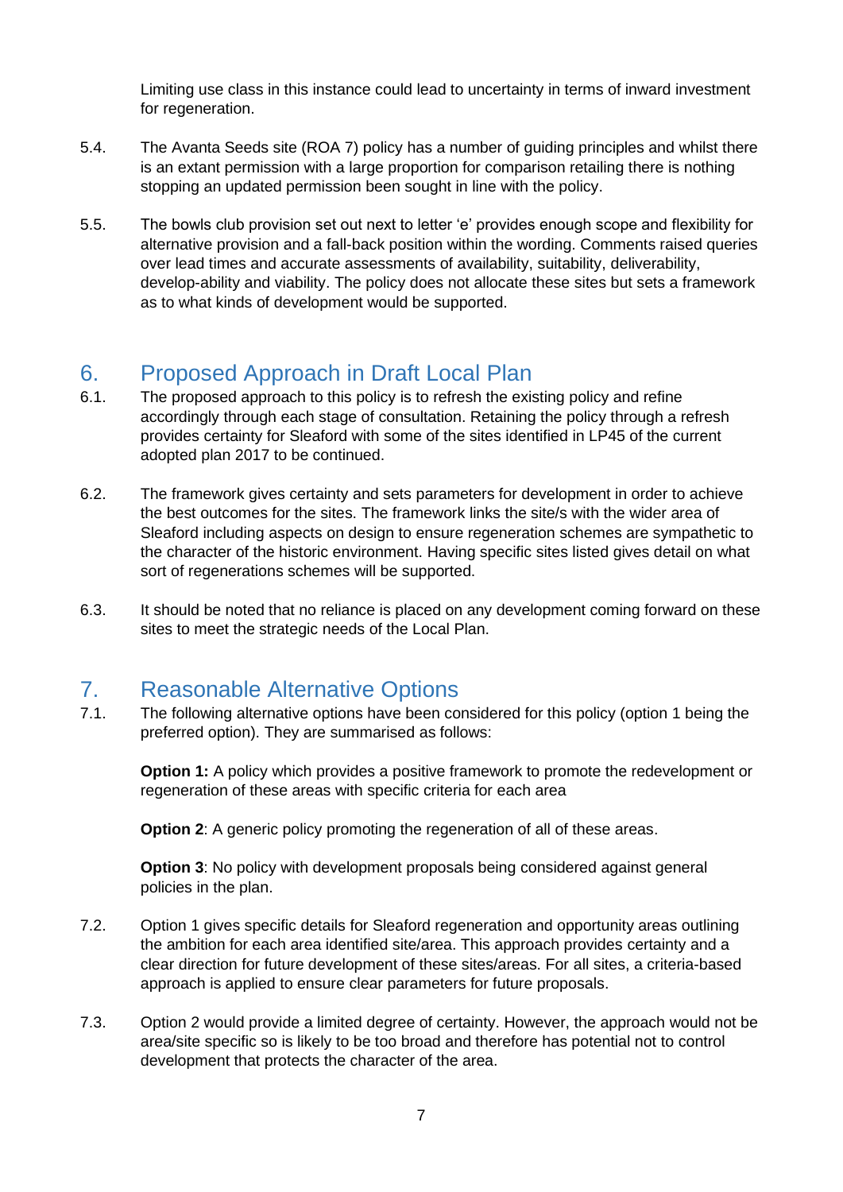Limiting use class in this instance could lead to uncertainty in terms of inward investment for regeneration.

5.4. The Avanta Seeds site (ROA 7) policy has a number of guiding principles and whilst there is an extant permission with a large proportion for comparison retailing there is nothing stopping an updated permission been sought in line with the policy.

5.5. The bowls club provision set out next to letter 'e' provides enough scope and flexibility for alternative provision and a fall-back position within the wording. Comments raised queries over lead times and accurate assessments of availability, suitability, deliverability, develop-ability and viability. The policy does not allocate these sites but sets a framework as to what kinds of development would be supported.

## 6. Proposed Approach in Draft Local Plan

6.1. The proposed approach to this policy is to refresh the existing policy and refine accordingly through each stage of consultation. Retaining the policy through a refresh provides certainty for Sleaford with some of the sites identified in LP45 of the current adopted plan 2017 to be continued.

6.2. The framework gives certainty and sets parameters for development in order to achieve the best outcomes for the sites. The framework links the site/s with the wider area of Sleaford including aspects on design to ensure regeneration schemes are sympathetic to the character of the historic environment. Having specific sites listed gives detail on what sort of regenerations schemes will be supported.

6.3. It should be noted that no reliance is placed on any development coming forward on these sites to meet the strategic needs of the Local Plan.

## 7. Reasonable Alternative Options

7.1. The following alternative options have been considered for this policy (option 1 being the preferred option). They are summarised as follows:

**Option 1:** A policy which provides a positive framework to promote the redevelopment or regeneration of these areas with specific criteria for each area

**Option 2**: A generic policy promoting the regeneration of all of these areas.

**Option 3**: No policy with development proposals being considered against general policies in the plan.

7.2. Option 1 gives specific details for Sleaford regeneration and opportunity areas outlining the ambition for each area identified site/area. This approach provides certainty and a clear direction for future development of these sites/areas. For all sites, a criteria-based approach is applied to ensure clear parameters for future proposals.

7.3. Option 2 would provide a limited degree of certainty. However, the approach would not be area/site specific so is likely to be too broad and therefore has potential not to control development that protects the character of the area.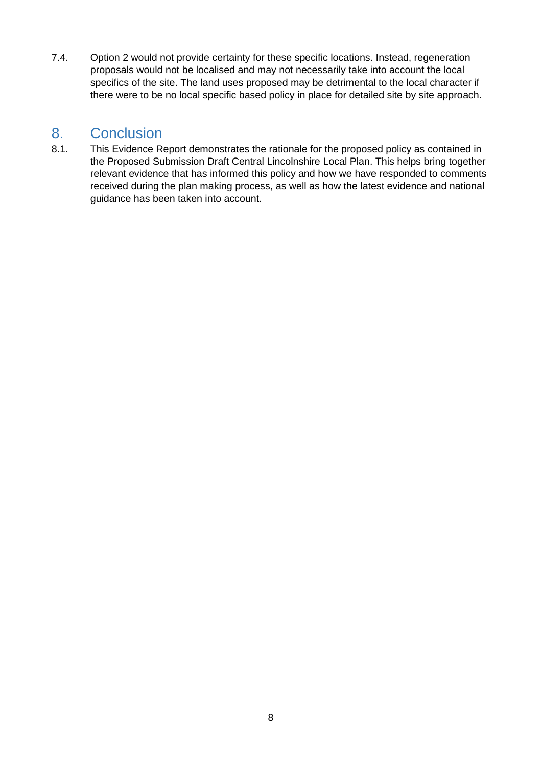7.4. Option 2 would not provide certainty for these specific locations. Instead, regeneration proposals would not be localised and may not necessarily take into account the local specifics of the site. The land uses proposed may be detrimental to the local character if there were to be no local specific based policy in place for detailed site by site approach.

## 8. Conclusion

8.1. This Evidence Report demonstrates the rationale for the proposed policy as contained in the Proposed Submission Draft Central Lincolnshire Local Plan. This helps bring together relevant evidence that has informed this policy and how we have responded to comments received during the plan making process, as well as how the latest evidence and national guidance has been taken into account.